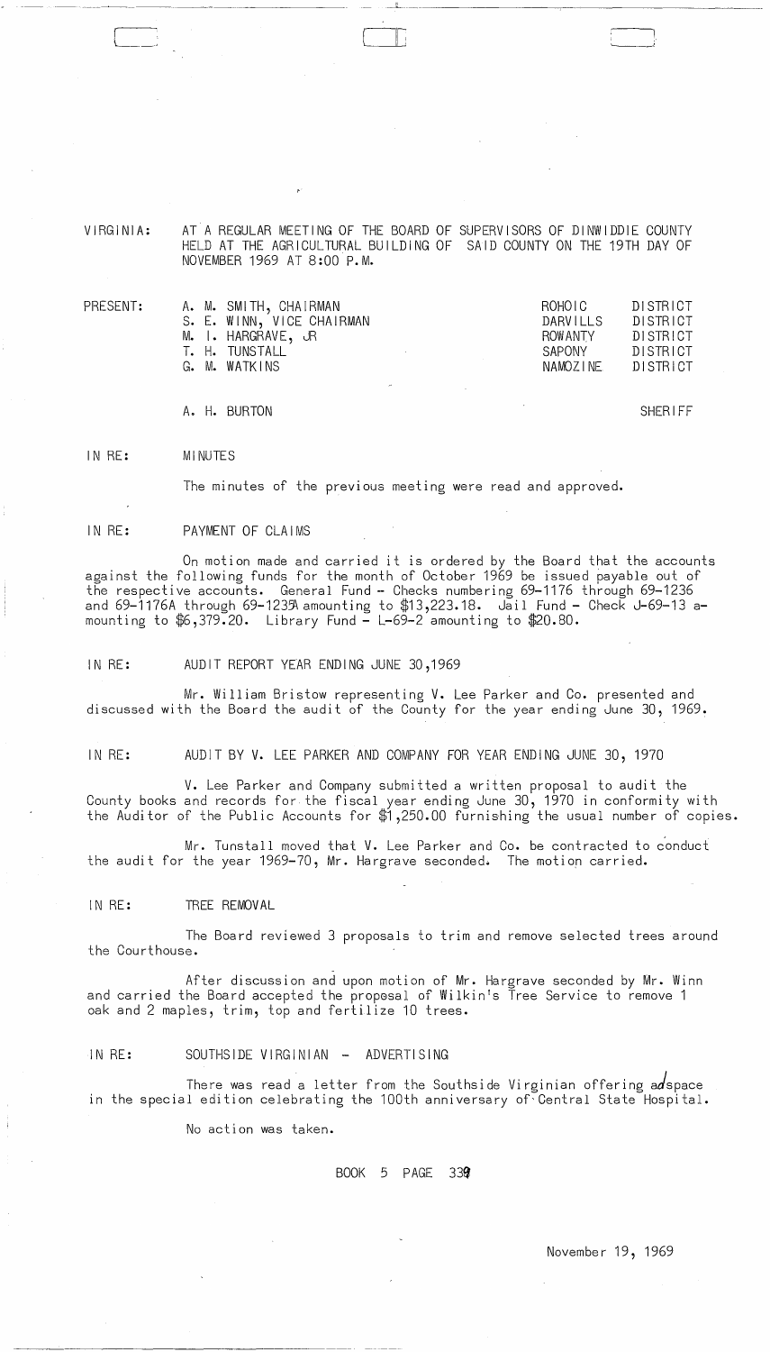VIRGINIA: AT A REGULAR MEETING OF THE BOARD OF SUPERVISORS OF DINWIDDIE COUNTY HELD AT THE AGRICULTURAL BUILDING OF SAID COUNTY ON THE 19TH DAY OF NOVEMBER 1969 AT 8:00 P.M.

| PRESENT: | | | |
|---|---|---|---|
| | A. M. SMITH, CHAIRMAN | ROHOIC | DISTRICT |
| | S. E. WINN, VICE CHAIRMAN | DARVILLS | DISTRICT |
| | M. I. HARGRAVE, JR | ROWANTY | DISTRICT |
| | T. H. TUNSTALL | SAPONY | DISTRICT |
| | G. M. WATKINS | NAMOZINE | DISTRICT |
| | A. H. BURTON | | SHERIFF |

IN RE: MINUTES

The minutes of the previous meeting were read and approved.

IN RE: PAYMENT OF CLAIMS

On motion made and carried it is ordered by the Board that the accounts against the following funds for the month of October 1969 be issued payable out of the respective accounts. General Fund - Checks numbering 69-1176 through 69-1236 and 69-1176A through 69-1235A amounting to $13,223.18. Jail Fund - Check J-69-13 amounting to $6,379.20. Library Fund - L-69-2 amounting to $20.80.

IN RE: AUDIT REPORT YEAR ENDING JUNE 30,1969

Mr. William Bristow representing V. Lee Parker and Co. presented and discussed with the Board the audit of the County for the year ending June 30, 1969.

IN RE: AUDIT BY V. LEE PARKER AND COMPANY FOR YEAR ENDING JUNE 30, 1970

V. Lee Parker and Company submitted a written proposal to audit the County books and records for the fiscal year ending June 30, 1970 in conformity with the Auditor of the Public Accounts for $1,250.00 furnishing the usual number of copies.

Mr. Tunstall moved that V. Lee Parker and Co. be contracted to conduct the audit for the year 1969-70, Mr. Hargrave seconded. The motion carried.

IN RE: TREE REMOVAL

The Board reviewed 3 proposals to trim and remove selected trees around the Courthouse.

After discussion and upon motion of Mr. Hargrave seconded by Mr. Winn and carried the Board accepted the proposal of Wilkin's Tree Service to remove 1 oak and 2 maples, trim, top and fertilize 10 trees.

IN RE: SOUTHSIDE VIRGINIAN - ADVERTISING

There was read a letter from the Southside Virginian offering ad space in the special edition celebrating the 100th anniversary of Central State Hospital.

No action was taken.

BOOK 5 PAGE 339

November 19, 1969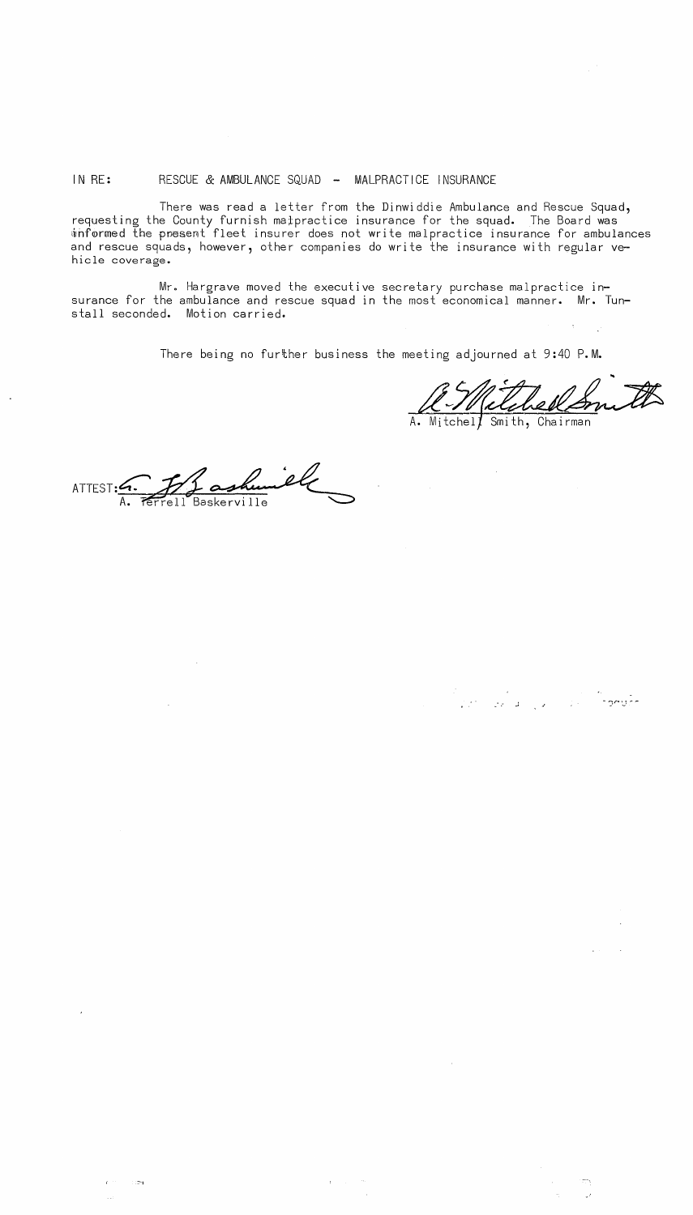IN RE: RESCUE & AMBULANCE SQUAD - MALPRACTICE INSURANCE

There was read a letter from the Dinwiddie Ambulance and Rescue Squad, requesting the County furnish malpractice insurance for the squad. The Board was informed the present fleet insurer does not write malpractice insurance for ambulances and rescue squads, however, other companies do write the insurance with regular vehicle coverage.

Mr. Hargrave moved the executive secretary purchase malpractice insurance for the ambulance and rescue squad in the most economical manner. Mr. Tunstall seconded. Motion carried.

There being no further business the meeting adjourned at 9:40 P.M.

A. Mitchell Smith, Chairman

ATTEST: A. Terrell Baskerville